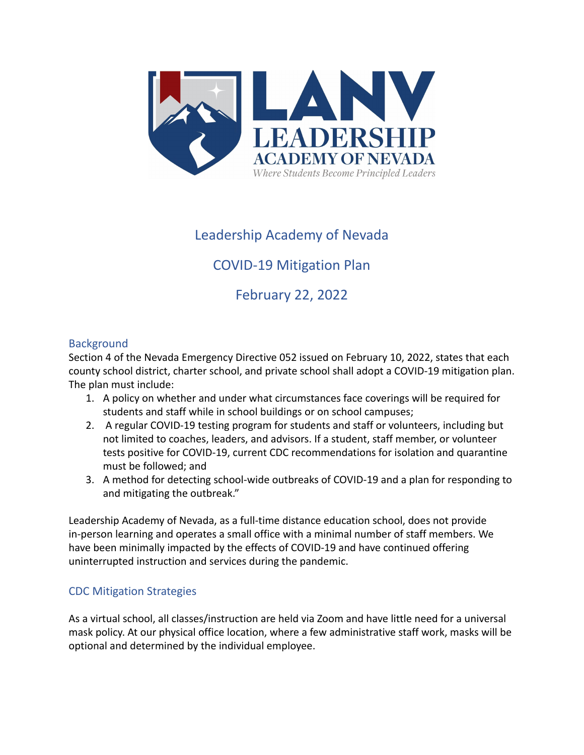LANV
LEADERSHIP
ACADEMY OF NEVADA
*Where Students Become Principled Leaders*

# Leadership Academy of Nevada

# COVID-19 Mitigation Plan

# February 22, 2022

## Background

Section 4 of the Nevada Emergency Directive 052 issued on February 10, 2022, states that each county school district, charter school, and private school shall adopt a COVID-19 mitigation plan. The plan must include:

1. A policy on whether and under what circumstances face coverings will be required for students and staff while in school buildings or on school campuses;
2. A regular COVID-19 testing program for students and staff or volunteers, including but not limited to coaches, leaders, and advisors. If a student, staff member, or volunteer tests positive for COVID-19, current CDC recommendations for isolation and quarantine must be followed; and
3. A method for detecting school-wide outbreaks of COVID-19 and a plan for responding to and mitigating the outbreak."

Leadership Academy of Nevada, as a full-time distance education school, does not provide in-person learning and operates a small office with a minimal number of staff members. We have been minimally impacted by the effects of COVID-19 and have continued offering uninterrupted instruction and services during the pandemic.

## CDC Mitigation Strategies

As a virtual school, all classes/instruction are held via Zoom and have little need for a universal mask policy. At our physical office location, where a few administrative staff work, masks will be optional and determined by the individual employee.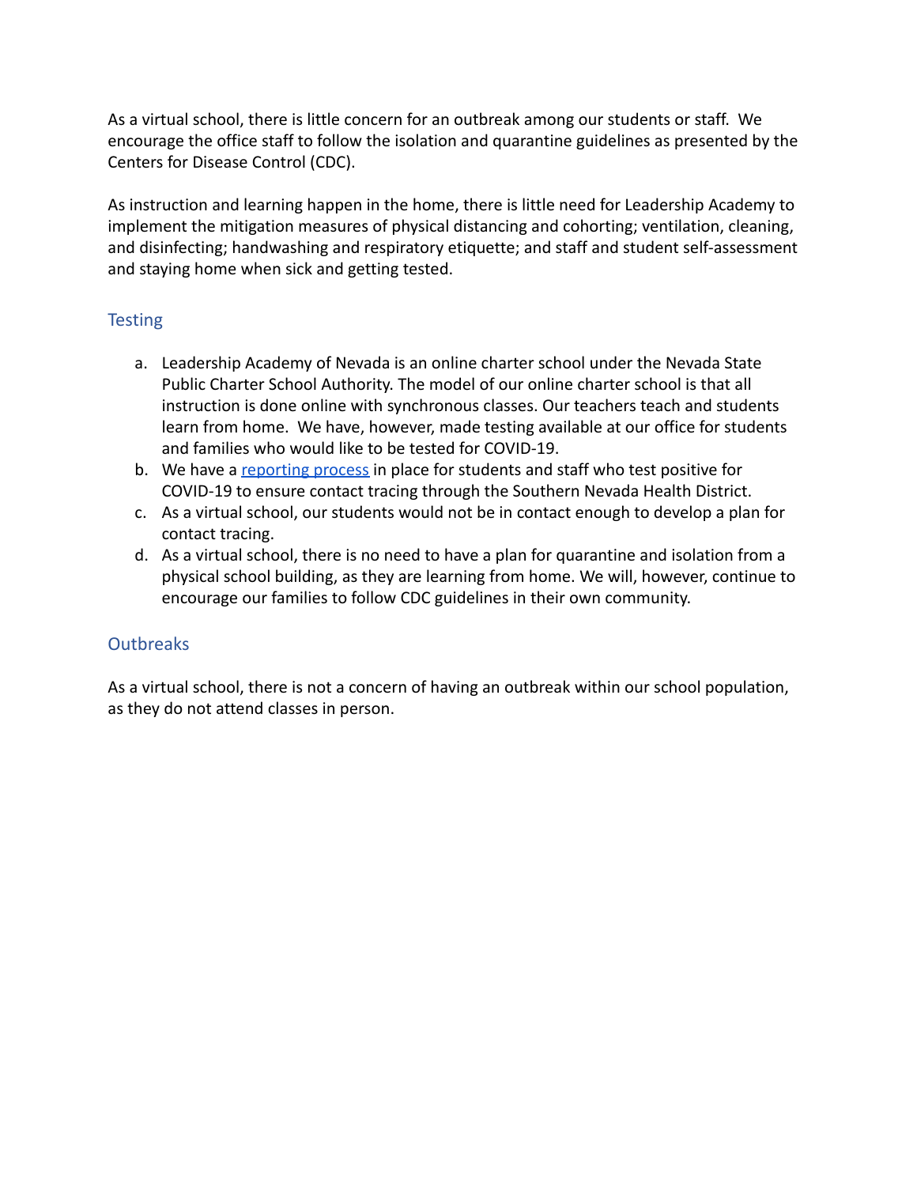As a virtual school, there is little concern for an outbreak among our students or staff. We encourage the office staff to follow the isolation and quarantine guidelines as presented by the Centers for Disease Control (CDC).

As instruction and learning happen in the home, there is little need for Leadership Academy to implement the mitigation measures of physical distancing and cohorting; ventilation, cleaning, and disinfecting; handwashing and respiratory etiquette; and staff and student self-assessment and staying home when sick and getting tested.

## Testing

a. Leadership Academy of Nevada is an online charter school under the Nevada State Public Charter School Authority. The model of our online charter school is that all instruction is done online with synchronous classes. Our teachers teach and students learn from home. We have, however, made testing available at our office for students and families who would like to be tested for COVID-19.
b. We have a reporting process in place for students and staff who test positive for COVID-19 to ensure contact tracing through the Southern Nevada Health District.
c. As a virtual school, our students would not be in contact enough to develop a plan for contact tracing.
d. As a virtual school, there is no need to have a plan for quarantine and isolation from a physical school building, as they are learning from home. We will, however, continue to encourage our families to follow CDC guidelines in their own community.

## Outbreaks

As a virtual school, there is not a concern of having an outbreak within our school population, as they do not attend classes in person.